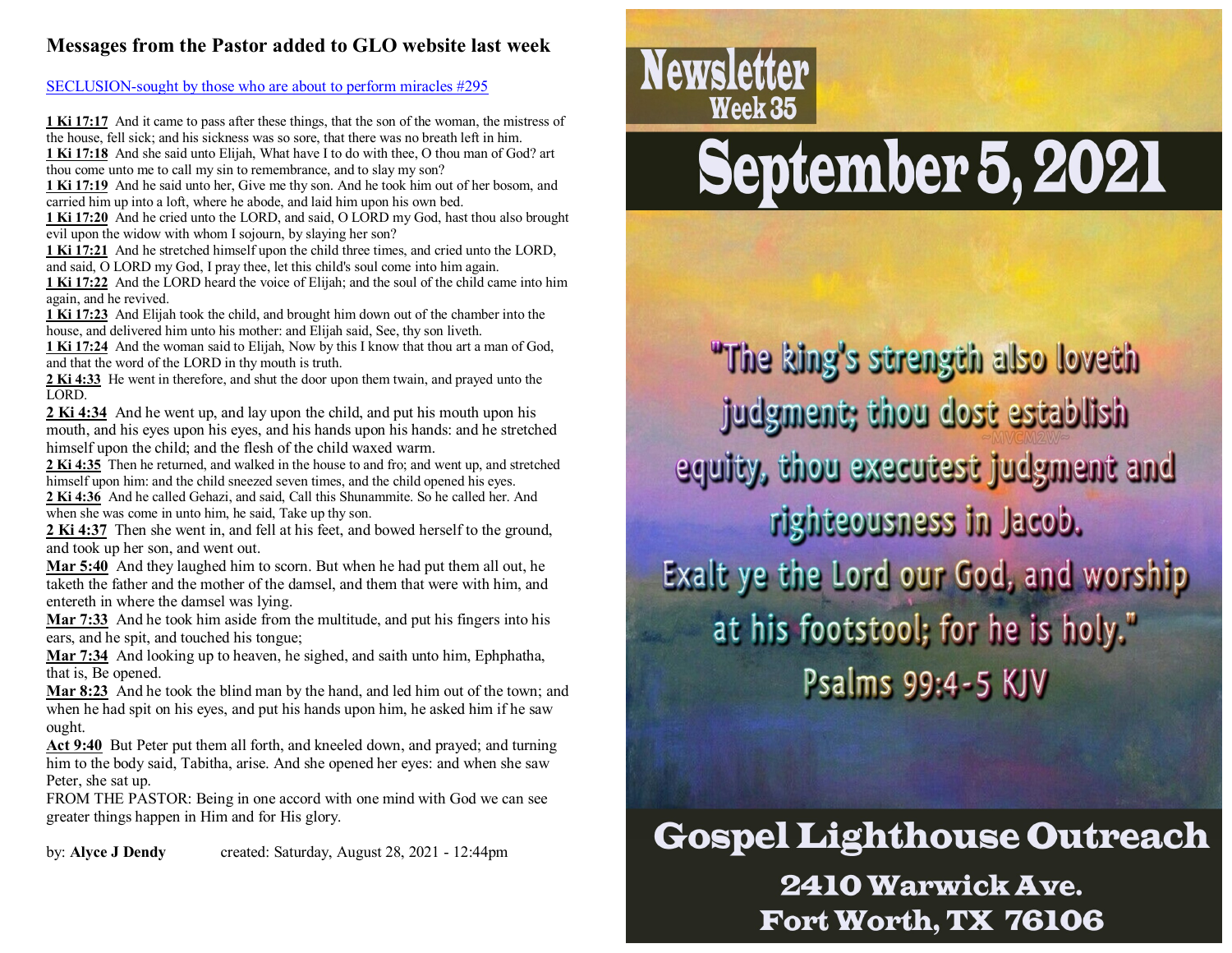## Messages from the Pastor added to GLO website last week

SECLUSION-sought by those who are about to perform miracles #295

**1 Ki 17:17** And it came to pass after these things, that the son of the woman, the mistress of the house, fell sick; and his sickness was so sore, that there was no breath left in him.
**1 Ki 17:18** And she said unto Elijah, What have I to do with thee, O thou man of God? art thou come unto me to call my sin to remembrance, and to slay my son?
**1 Ki 17:19** And he said unto her, Give me thy son. And he took him out of her bosom, and carried him up into a loft, where he abode, and laid him upon his own bed.
**1 Ki 17:20** And he cried unto the LORD, and said, O LORD my God, hast thou also brought evil upon the widow with whom I sojourn, by slaying her son?
**1 Ki 17:21** And he stretched himself upon the child three times, and cried unto the LORD, and said, O LORD my God, I pray thee, let this child's soul come into him again.
**1 Ki 17:22** And the LORD heard the voice of Elijah; and the soul of the child came into him again, and he revived.
**1 Ki 17:23** And Elijah took the child, and brought him down out of the chamber into the house, and delivered him unto his mother: and Elijah said, See, thy son liveth.
**1 Ki 17:24** And the woman said to Elijah, Now by this I know that thou art a man of God, and that the word of the LORD in thy mouth is truth.
**2 Ki 4:33** He went in therefore, and shut the door upon them twain, and prayed unto the LORD.
**2 Ki 4:34** And he went up, and lay upon the child, and put his mouth upon his mouth, and his eyes upon his eyes, and his hands upon his hands: and he stretched himself upon the child; and the flesh of the child waxed warm.
**2 Ki 4:35** Then he returned, and walked in the house to and fro; and went up, and stretched himself upon him: and the child sneezed seven times, and the child opened his eyes.
**2 Ki 4:36** And he called Gehazi, and said, Call this Shunammite. So he called her. And when she was come in unto him, he said, Take up thy son.
**2 Ki 4:37** Then she went in, and fell at his feet, and bowed herself to the ground, and took up her son, and went out.
**Mar 5:40** And they laughed him to scorn. But when he had put them all out, he taketh the father and the mother of the damsel, and them that were with him, and entereth in where the damsel was lying.
**Mar 7:33** And he took him aside from the multitude, and put his fingers into his ears, and he spit, and touched his tongue;
**Mar 7:34** And looking up to heaven, he sighed, and saith unto him, Ephphatha, that is, Be opened.
**Mar 8:23** And he took the blind man by the hand, and led him out of the town; and when he had spit on his eyes, and put his hands upon him, he asked him if he saw ought.
**Act 9:40** But Peter put them all forth, and kneeled down, and prayed; and turning him to the body said, Tabitha, arise. And she opened her eyes: and when she saw Peter, she sat up.
FROM THE PASTOR: Being in one accord with one mind with God we can see greater things happen in Him and for His glory.

by: **Alyce J Dendy** created: Saturday, August 28, 2021 - 12:44pm

# Newsletter
## Week 35

# September 5, 2021

"The king's strength also loveth judgment; thou dost establish equity, thou executest judgment and righteousness in Jacob.
Exalt ye the Lord our God, and worship at his footstool; for he is holy."
Psalms 99:4-5 KJV

## Gospel Lighthouse Outreach

**2410 Warwick Ave.**
**Fort Worth, TX 76106**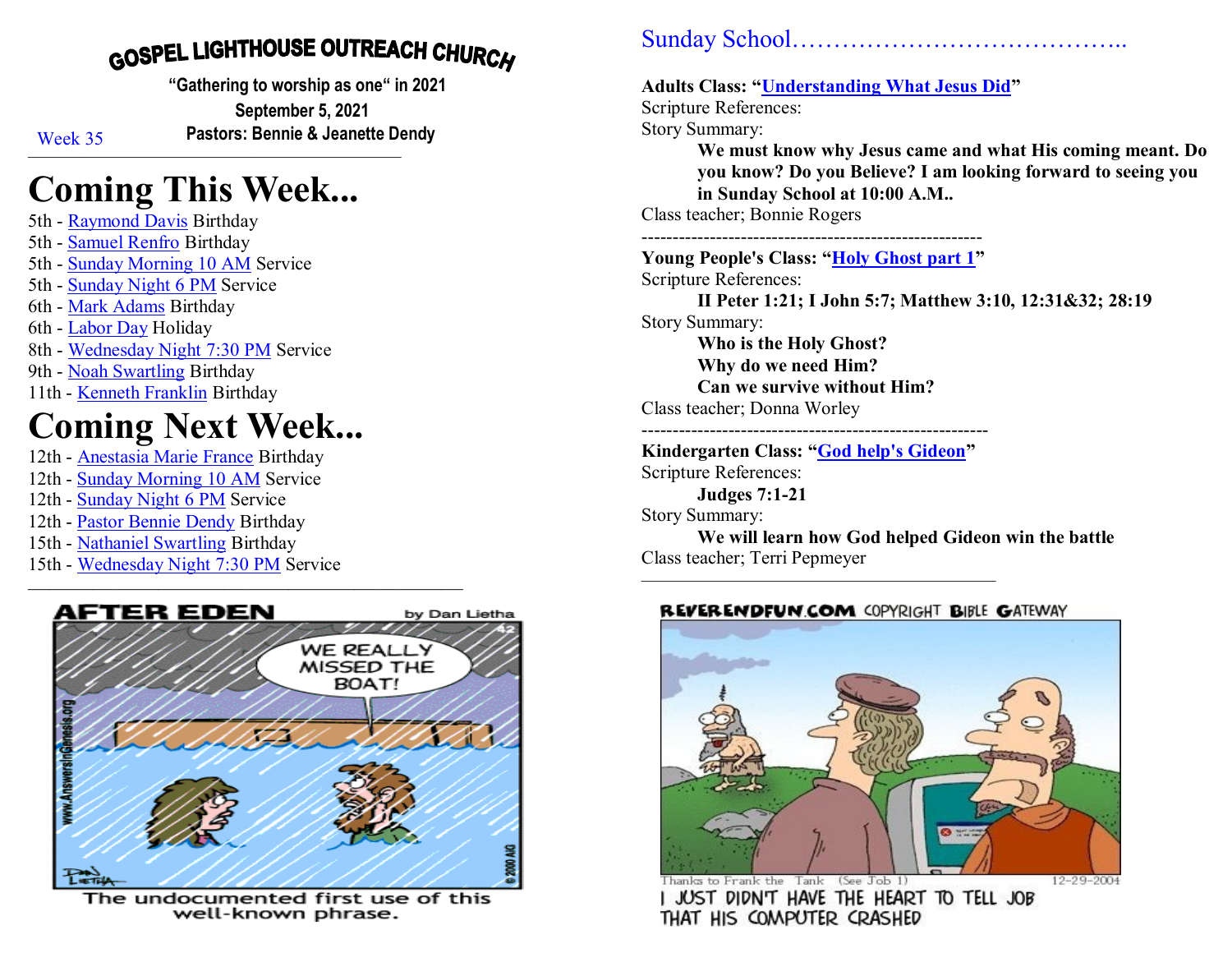# GOSPEL LIGHTHOUSE OUTREACH CHURCH

**"Gathering to worship as one" in 2021**

**September 5, 2021**

Week 35 **Pastors: Bennie & Jeanette Dendy**

# Coming This Week...

5th - Raymond Davis Birthday
5th - Samuel Renfro Birthday
5th - Sunday Morning 10 AM Service
5th - Sunday Night 6 PM Service
6th - Mark Adams Birthday
6th - Labor Day Holiday
8th - Wednesday Night 7:30 PM Service
9th - Noah Swartling Birthday
11th - Kenneth Franklin Birthday

# Coming Next Week...

12th - Anestasia Marie France Birthday
12th - Sunday Morning 10 AM Service
12th - Sunday Night 6 PM Service
12th - Pastor Bennie Dendy Birthday
15th - Nathaniel Swartling Birthday
15th - Wednesday Night 7:30 PM Service

---

AFTER EDEN by Dan Lietha

WE REALLY MISSED THE BOAT!

The undocumented first use of this well-known phrase.

## Sunday School……………………………………..

**Adults Class: "Understanding What Jesus Did"**

Scripture References:

Story Summary:

**We must know why Jesus came and what His coming meant. Do you know? Do you Believe? I am looking forward to seeing you in Sunday School at 10:00 A.M..**

Class teacher; Bonnie Rogers

---

**Young People's Class: "Holy Ghost part 1"**

Scripture References:

**II Peter 1:21; I John 5:7; Matthew 3:10, 12:31&32; 28:19**

Story Summary:

**Who is the Holy Ghost?**
**Why do we need Him?**
**Can we survive without Him?**

Class teacher; Donna Worley

---

**Kindergarten Class: "God help's Gideon"**

Scripture References:

**Judges 7:1-21**

Story Summary:

**We will learn how God helped Gideon win the battle**

Class teacher; Terri Pepmeyer

---

REVERENDFUN.COM COPYRIGHT BIBLE GATEWAY

Thanks to Frank the Tank (See Job 1) 12-29-2004

I JUST DIDN'T HAVE THE HEART TO TELL JOB THAT HIS COMPUTER CRASHED